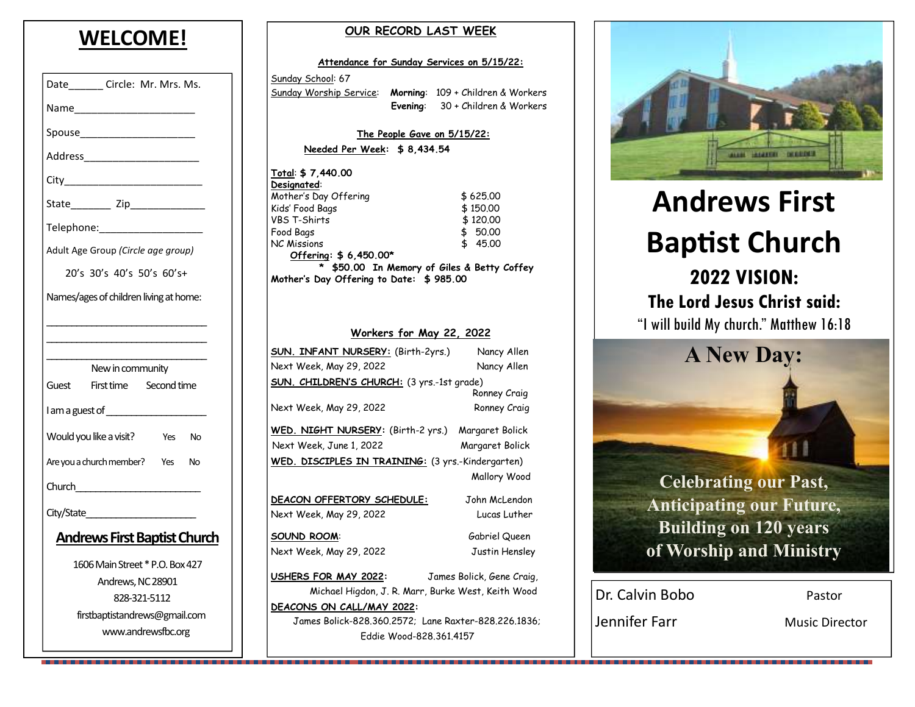# WELCOME!

Date______ Circle: Mr. Mrs. Ms.

Name_____________________

Spouse____________________

Address____________________

City________________________

State_______ Zip_____________

Telephone:__________________

Adult Age Group *(Circle age group)*

20's 30's 40's 50's 60's+

Names/ages of children living at home:

_____________________________

_____________________________

_____________________________

New in community

Guest First time Second time

I am a guest of __________________

Would you like a visit? Yes No

Are you a church member? Yes No

Church_______________________

City/State____________________

**Andrews First Baptist Church**

1606 Main Street * P.O. Box 427
Andrews, NC 28901
828-321-5112
firstbaptistandrews@gmail.com
www.andrewsfbc.org

## OUR RECORD LAST WEEK

**Attendance for Sunday Services on 5/15/22:**

Sunday School: 67
Sunday Worship Service: **Morning**: 109 + Children & Workers
**Evening**: 30 + Children & Workers

**The People Gave on 5/15/22:**

**Needed Per Week: $ 8,434.54**

**Total: $ 7,440.00**
**Designated:**

| | |
|---|---|
| Mother's Day Offering | $ 625.00 |
| Kids' Food Bags | $ 150.00 |
| VBS T-Shirts | $ 120.00 |
| Food Bags | $ 50.00 |
| NC Missions | $ 45.00 |

**Offering: $ 6,450.00***
**\* $50.00 In Memory of Giles & Betty Coffey**
**Mother's Day Offering to Date: $ 985.00**

**Workers for May 22, 2022**

**SUN. INFANT NURSERY:** (Birth-2yrs.) Nancy Allen
Next Week, May 29, 2022 Nancy Allen

**SUN. CHILDREN'S CHURCH:** (3 yrs.-1st grade) Ronney Craig
Next Week, May 29, 2022 Ronney Craig

**WED. NIGHT NURSERY:** (Birth-2 yrs.) Margaret Bolick
Next Week, June 1, 2022 Margaret Bolick

**WED. DISCIPLES IN TRAINING:** (3 yrs.-Kindergarten) Mallory Wood

**DEACON OFFERTORY SCHEDULE:** John McLendon
Next Week, May 29, 2022 Lucas Luther

**SOUND ROOM:** Gabriel Queen
Next Week, May 29, 2022 Justin Hensley

**USHERS FOR MAY 2022:** James Bolick, Gene Craig, Michael Higdon, J. R. Marr, Burke West, Keith Wood

**DEACONS ON CALL/MAY 2022:**
James Bolick-828.360.2572; Lane Raxter-828.226.1836; Eddie Wood-828.361.4157

# Andrews First Baptist Church

## 2022 VISION:

### The Lord Jesus Christ said:

"I will build My church." Matthew 16:18

**A New Day:**

**Celebrating our Past, Anticipating our Future, Building on 120 years of Worship and Ministry**

Dr. Calvin Bobo — Pastor
Jennifer Farr — Music Director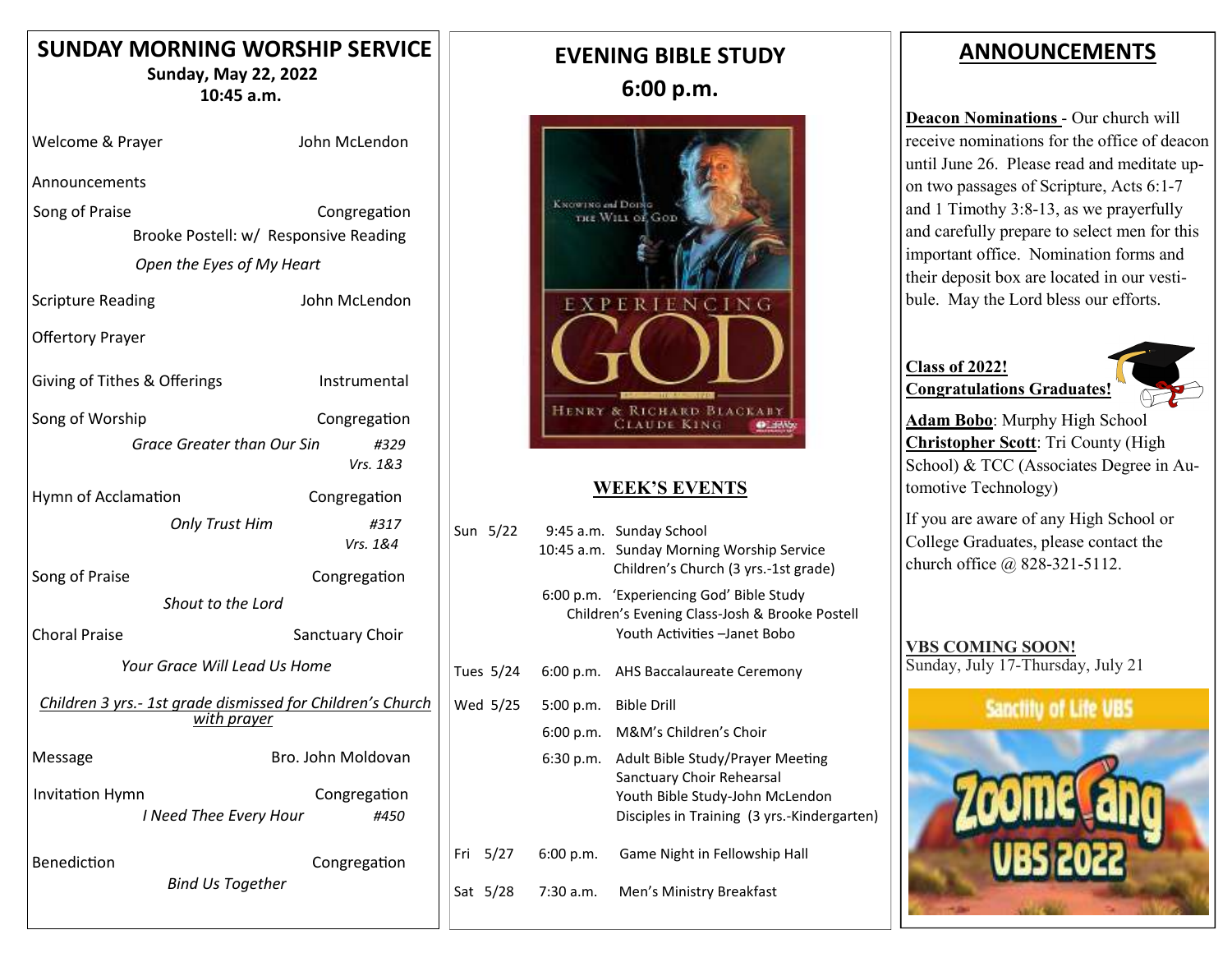## SUNDAY MORNING WORSHIP SERVICE

**Sunday, May 22, 2022**
**10:45 a.m.**

Welcome & Prayer — John McLendon

Announcements

Song of Praise — Congregation
Brooke Postell: w/ Responsive Reading
*Open the Eyes of My Heart*

Scripture Reading — John McLendon

Offertory Prayer

Giving of Tithes & Offerings — Instrumental

Song of Worship — Congregation
*Grace Greater than Our Sin* #329 Vrs. 1&3

Hymn of Acclamation — Congregation
*Only Trust Him* #317 Vrs. 1&4

Song of Praise — Congregation
*Shout to the Lord*

Choral Praise — Sanctuary Choir
*Your Grace Will Lead Us Home*

*Children 3 yrs.- 1st grade dismissed for Children's Church with prayer*

Message — Bro. John Moldovan

Invitation Hymn — Congregation
*I Need Thee Every Hour* #450

Benediction — Congregation
*Bind Us Together*

## EVENING BIBLE STUDY

**6:00 p.m.**

KNOWING and DOING THE WILL OF GOD
EXPERIENCING GOD
HENRY & RICHARD BLACKABY
CLAUDE KING

### WEEK'S EVENTS

| | | |
|---|---|---|
| Sun 5/22 | 9:45 a.m. | Sunday School |
| | 10:45 a.m. | Sunday Morning Worship Service<br>Children's Church (3 yrs.-1st grade) |
| | 6:00 p.m. | 'Experiencing God' Bible Study<br>Children's Evening Class-Josh & Brooke Postell<br>Youth Activities –Janet Bobo |
| Tues 5/24 | 6:00 p.m. | AHS Baccalaureate Ceremony |
| Wed 5/25 | 5:00 p.m. | Bible Drill |
| | 6:00 p.m. | M&M's Children's Choir |
| | 6:30 p.m. | Adult Bible Study/Prayer Meeting<br>Sanctuary Choir Rehearsal<br>Youth Bible Study-John McLendon<br>Disciples in Training (3 yrs.-Kindergarten) |
| Fri 5/27 | 6:00 p.m. | Game Night in Fellowship Hall |
| Sat 5/28 | 7:30 a.m. | Men's Ministry Breakfast |

## ANNOUNCEMENTS

**Deacon Nominations** - Our church will receive nominations for the office of deacon until June 26. Please read and meditate upon two passages of Scripture, Acts 6:1-7 and 1 Timothy 3:8-13, as we prayerfully and carefully prepare to select men for this important office. Nomination forms and their deposit box are located in our vestibule. May the Lord bless our efforts.

**Class of 2022!**
**Congratulations Graduates!**

**Adam Bobo**: Murphy High School
**Christopher Scott**: Tri County (High School) & TCC (Associates Degree in Automotive Technology)

If you are aware of any High School or College Graduates, please contact the church office @ 828-321-5112.

**VBS COMING SOON!**
Sunday, July 17-Thursday, July 21

Sanctity of Life VBS
Zoomerang VBS 2022